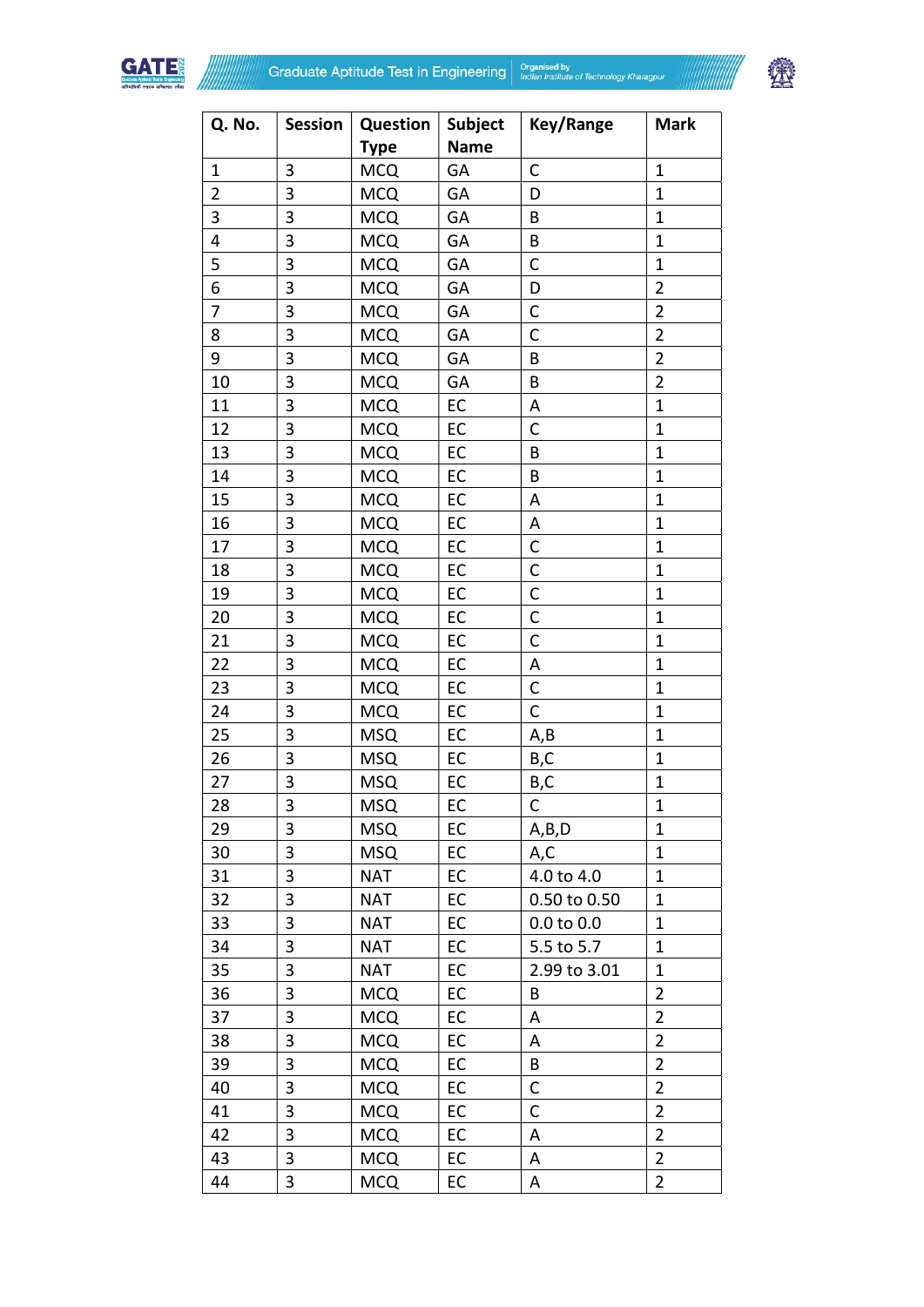| Q. No. | Session | Question Type | Subject Name | Key/Range | Mark |
|---|---|---|---|---|---|
| 1 | 3 | MCQ | GA | C | 1 |
| 2 | 3 | MCQ | GA | D | 1 |
| 3 | 3 | MCQ | GA | B | 1 |
| 4 | 3 | MCQ | GA | B | 1 |
| 5 | 3 | MCQ | GA | C | 1 |
| 6 | 3 | MCQ | GA | D | 2 |
| 7 | 3 | MCQ | GA | C | 2 |
| 8 | 3 | MCQ | GA | C | 2 |
| 9 | 3 | MCQ | GA | B | 2 |
| 10 | 3 | MCQ | GA | B | 2 |
| 11 | 3 | MCQ | EC | A | 1 |
| 12 | 3 | MCQ | EC | C | 1 |
| 13 | 3 | MCQ | EC | B | 1 |
| 14 | 3 | MCQ | EC | B | 1 |
| 15 | 3 | MCQ | EC | A | 1 |
| 16 | 3 | MCQ | EC | A | 1 |
| 17 | 3 | MCQ | EC | C | 1 |
| 18 | 3 | MCQ | EC | C | 1 |
| 19 | 3 | MCQ | EC | C | 1 |
| 20 | 3 | MCQ | EC | C | 1 |
| 21 | 3 | MCQ | EC | C | 1 |
| 22 | 3 | MCQ | EC | A | 1 |
| 23 | 3 | MCQ | EC | C | 1 |
| 24 | 3 | MCQ | EC | C | 1 |
| 25 | 3 | MSQ | EC | A,B | 1 |
| 26 | 3 | MSQ | EC | B,C | 1 |
| 27 | 3 | MSQ | EC | B,C | 1 |
| 28 | 3 | MSQ | EC | C | 1 |
| 29 | 3 | MSQ | EC | A,B,D | 1 |
| 30 | 3 | MSQ | EC | A,C | 1 |
| 31 | 3 | NAT | EC | 4.0 to 4.0 | 1 |
| 32 | 3 | NAT | EC | 0.50 to 0.50 | 1 |
| 33 | 3 | NAT | EC | 0.0 to 0.0 | 1 |
| 34 | 3 | NAT | EC | 5.5 to 5.7 | 1 |
| 35 | 3 | NAT | EC | 2.99 to 3.01 | 1 |
| 36 | 3 | MCQ | EC | B | 2 |
| 37 | 3 | MCQ | EC | A | 2 |
| 38 | 3 | MCQ | EC | A | 2 |
| 39 | 3 | MCQ | EC | B | 2 |
| 40 | 3 | MCQ | EC | C | 2 |
| 41 | 3 | MCQ | EC | C | 2 |
| 42 | 3 | MCQ | EC | A | 2 |
| 43 | 3 | MCQ | EC | A | 2 |
| 44 | 3 | MCQ | EC | A | 2 |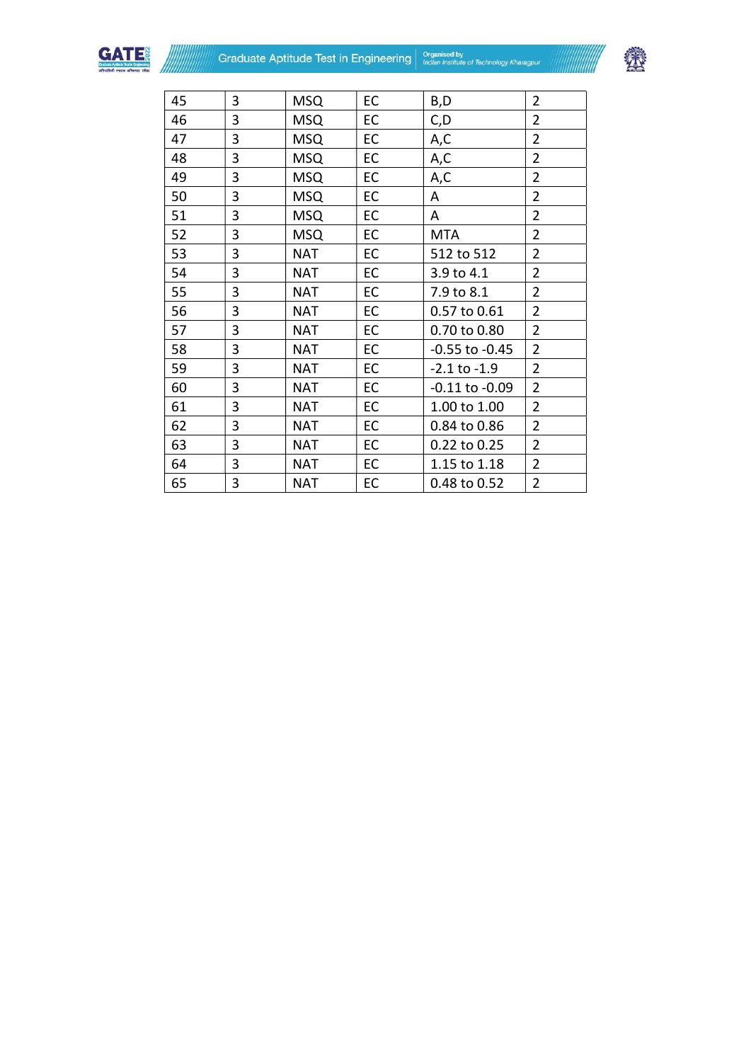| | | | | | |
|---|---|---|---|---|---|
| 45 | 3 | MSQ | EC | B,D | 2 |
| 46 | 3 | MSQ | EC | C,D | 2 |
| 47 | 3 | MSQ | EC | A,C | 2 |
| 48 | 3 | MSQ | EC | A,C | 2 |
| 49 | 3 | MSQ | EC | A,C | 2 |
| 50 | 3 | MSQ | EC | A | 2 |
| 51 | 3 | MSQ | EC | A | 2 |
| 52 | 3 | MSQ | EC | MTA | 2 |
| 53 | 3 | NAT | EC | 512 to 512 | 2 |
| 54 | 3 | NAT | EC | 3.9 to 4.1 | 2 |
| 55 | 3 | NAT | EC | 7.9 to 8.1 | 2 |
| 56 | 3 | NAT | EC | 0.57 to 0.61 | 2 |
| 57 | 3 | NAT | EC | 0.70 to 0.80 | 2 |
| 58 | 3 | NAT | EC | -0.55 to -0.45 | 2 |
| 59 | 3 | NAT | EC | -2.1 to -1.9 | 2 |
| 60 | 3 | NAT | EC | -0.11 to -0.09 | 2 |
| 61 | 3 | NAT | EC | 1.00 to 1.00 | 2 |
| 62 | 3 | NAT | EC | 0.84 to 0.86 | 2 |
| 63 | 3 | NAT | EC | 0.22 to 0.25 | 2 |
| 64 | 3 | NAT | EC | 1.15 to 1.18 | 2 |
| 65 | 3 | NAT | EC | 0.48 to 0.52 | 2 |